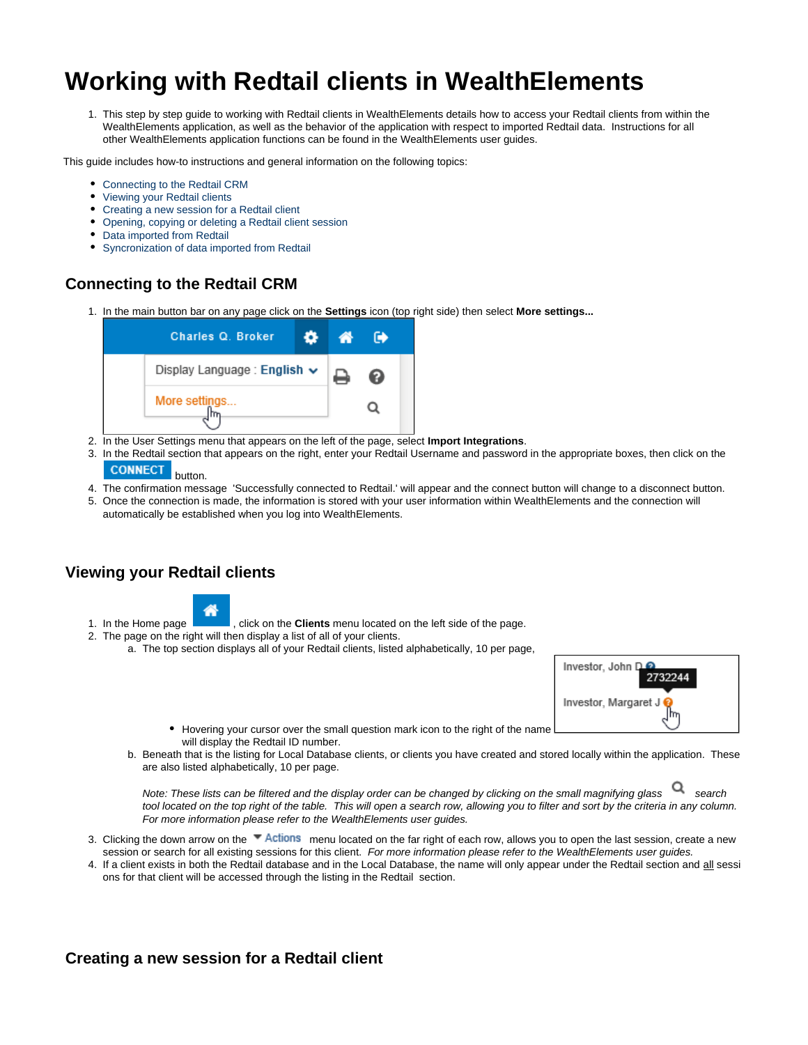# Working with Redtail clients in WealthElements

1. This step by step guide to working with Redtail clients in WealthElements details how to access your Redtail clients from within the WealthElements application, as well as the behavior of the application with respect to imported Redtail data. Instructions for all other WealthElements application functions can be found in the WealthElements user guides.

This guide includes how-to instructions and general information on the following topics:

- Connecting to the Redtail CRM
- Viewing your Redtail clients
- Creating a new session for a Redtail client
- Opening, copying or deleting a Redtail client session
- Data imported from Redtail
- Syncronization of data imported from Redtail

## Connecting to the Redtail CRM

1. In the main button bar on any page click on the **Settings** icon (top right side) then select **More settings...**
2. In the User Settings menu that appears on the left of the page, select **Import Integrations**.
3. In the Redtail section that appears on the right, enter your Redtail Username and password in the appropriate boxes, then click on the CONNECT button.
4. The confirmation message 'Successfully connected to Redtail.' will appear and the connect button will change to a disconnect button.
5. Once the connection is made, the information is stored with your user information within WealthElements and the connection will automatically be established when you log into WealthElements.

## Viewing your Redtail clients

1. In the Home page, click on the **Clients** menu located on the left side of the page.
2. The page on the right will then display a list of all of your clients.
   a. The top section displays all of your Redtail clients, listed alphabetically, 10 per page,
      - Hovering your cursor over the small question mark icon to the right of the name will display the Redtail ID number.

   b. Beneath that is the listing for Local Database clients, or clients you have created and stored locally within the application. These are also listed alphabetically, 10 per page.

      *Note: These lists can be filtered and the display order can be changed by clicking on the small magnifying glass search tool located on the top right of the table. This will open a search row, allowing you to filter and sort by the criteria in any column. For more information please refer to the WealthElements user guides.*
3. Clicking the down arrow on the Actions menu located on the far right of each row, allows you to open the last session, create a new session or search for all existing sessions for this client. *For more information please refer to the WealthElements user guides.*
4. If a client exists in both the Redtail database and in the Local Database, the name will only appear under the Redtail section and all sessions for that client will be accessed through the listing in the Redtail section.

## Creating a new session for a Redtail client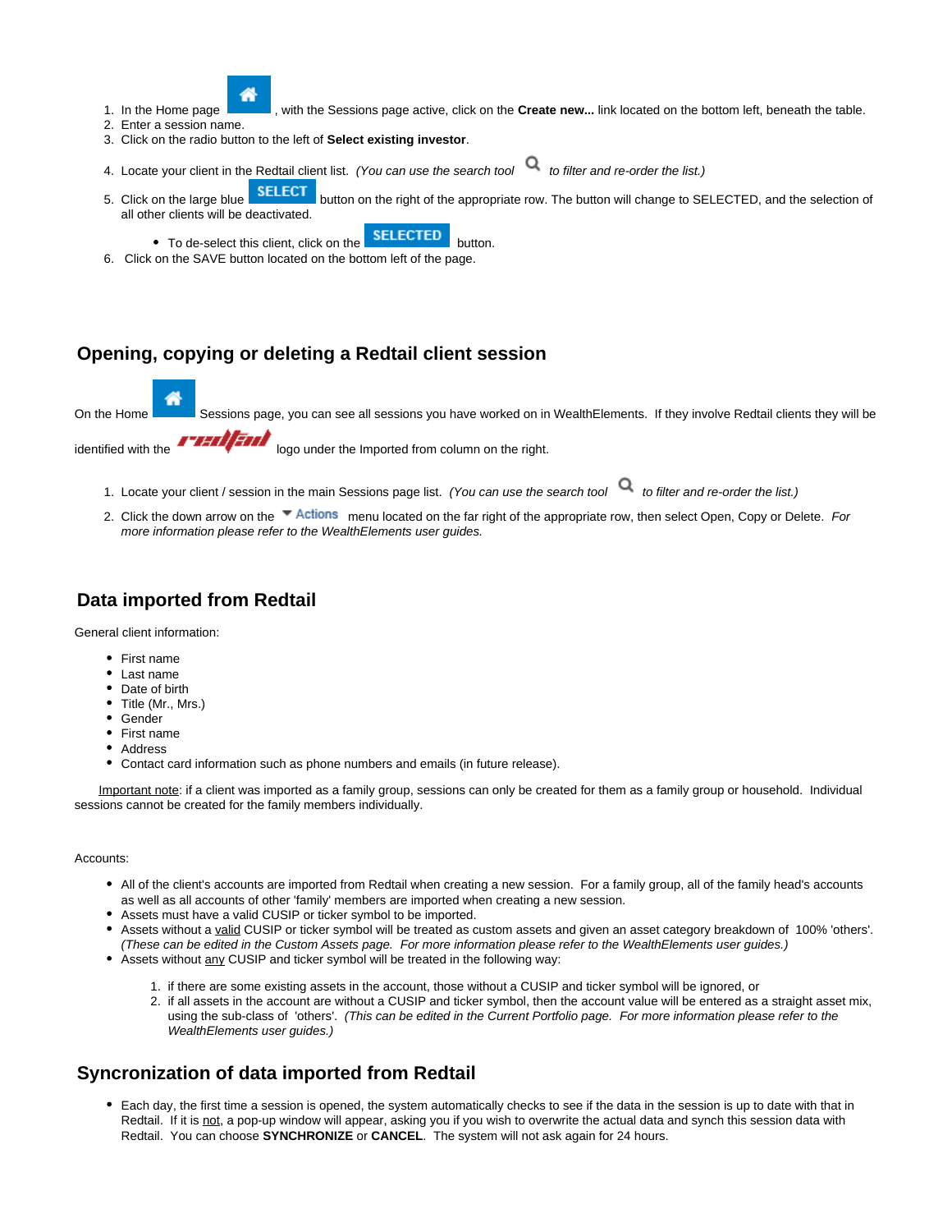1. In the Home page , with the Sessions page active, click on the **Create new...** link located on the bottom left, beneath the table.
2. Enter a session name.
3. Click on the radio button to the left of **Select existing investor**.
4. Locate your client in the Redtail client list. *(You can use the search tool to filter and re-order the list.)*
5. Click on the large blue SELECT button on the right of the appropriate row. The button will change to SELECTED, and the selection of all other clients will be deactivated.
   - To de-select this client, click on the SELECTED button.
6. Click on the SAVE button located on the bottom left of the page.

## Opening, copying or deleting a Redtail client session

On the Home Sessions page, you can see all sessions you have worked on in WealthElements. If they involve Redtail clients they will be identified with the redtail logo under the Imported from column on the right.

1. Locate your client / session in the main Sessions page list. *(You can use the search tool to filter and re-order the list.)*
2. Click on the down arrow on the Actions menu located on the far right of the appropriate row, then select Open, Copy or Delete. *For more information please refer to the WealthElements user guides.*

## Data imported from Redtail

General client information:

- First name
- Last name
- Date of birth
- Title (Mr., Mrs.)
- Gender
- First name
- Address
- Contact card information such as phone numbers and emails (in future release).

Important note: if a client was imported as a family group, sessions can only be created for them as a family group or household. Individual sessions cannot be created for the family members individually.

Accounts:

- All of the client's accounts are imported from Redtail when creating a new session. For a family group, all of the family head's accounts as well as all accounts of other 'family' members are imported when creating a new session.
- Assets must have a valid CUSIP or ticker symbol to be imported.
- Assets without a valid CUSIP or ticker symbol will be treated as custom assets and given an asset category breakdown of 100% 'others'. *(These can be edited in the Custom Assets page. For more information please refer to the WealthElements user guides.)*
- Assets without any CUSIP and ticker symbol will be treated in the following way:
  1. if there are some existing assets in the account, those without a CUSIP and ticker symbol will be ignored, or
  2. if all assets in the account are without a CUSIP and ticker symbol, then the account value will be entered as a straight asset mix, using the sub-class of 'others'. *(This can be edited in the Current Portfolio page. For more information please refer to the WealthElements user guides.)*

## Syncronization of data imported from Redtail

- Each day, the first time a session is opened, the system automatically checks to see if the data in the session is up to date with that in Redtail. If it is not, a pop-up window will appear, asking you if you wish to overwrite the actual data and synch this session data with Redtail. You can choose **SYNCHRONIZE** or **CANCEL**. The system will not ask again for 24 hours.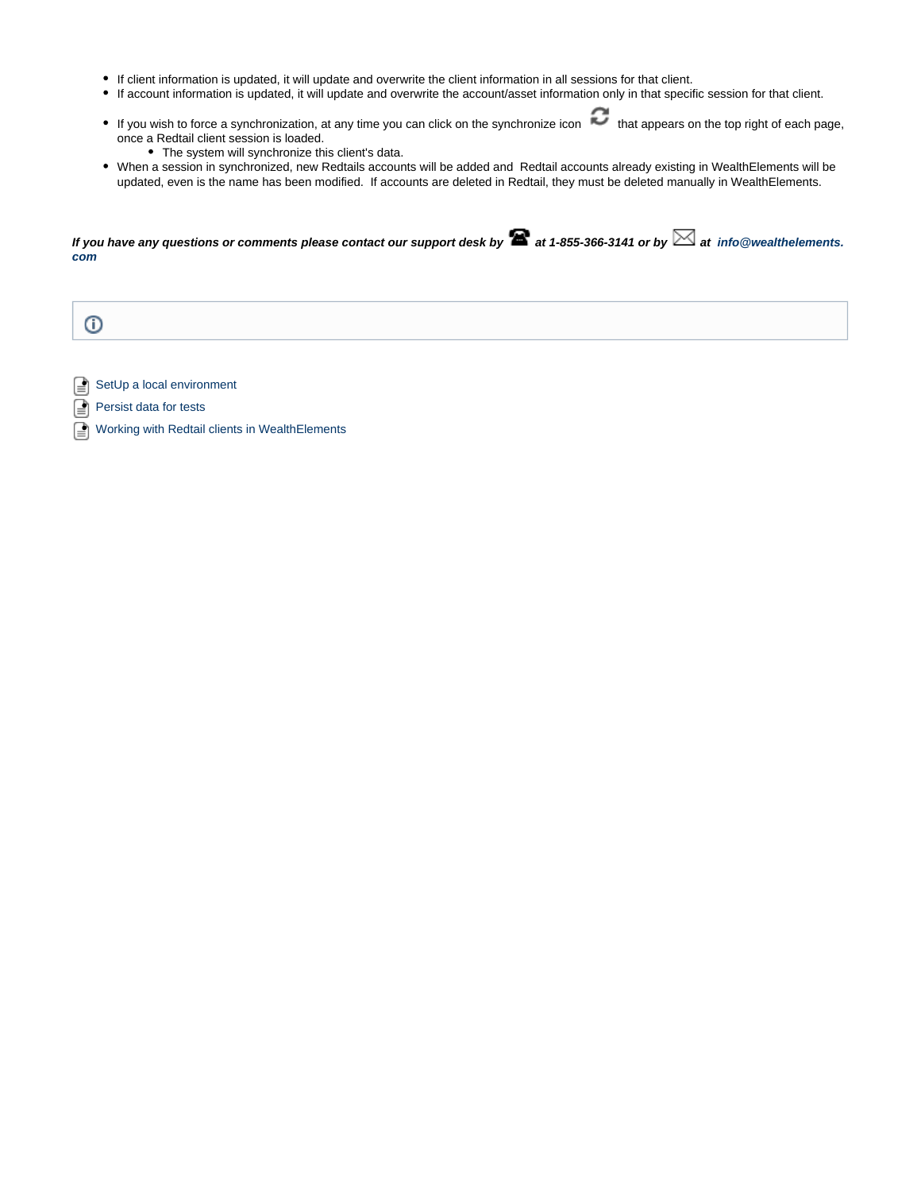- If client information is updated, it will update and overwrite the client information in all sessions for that client.
- If account information is updated, it will update and overwrite the account/asset information only in that specific session for that client.
- If you wish to force a synchronization, at any time you can click on the synchronize icon that appears on the top right of each page, once a Redtail client session is loaded.
  - The system will synchronize this client's data.
- When a session in synchronized, new Redtails accounts will be added and Redtail accounts already existing in WealthElements will be updated, even is the name has been modified. If accounts are deleted in Redtail, they must be deleted manually in WealthElements.

***If you have any questions or comments please contact our support desk by at 1-855-366-3141 or by at info@wealthelements.com***

- SetUp a local environment
- Persist data for tests
- Working with Redtail clients in WealthElements